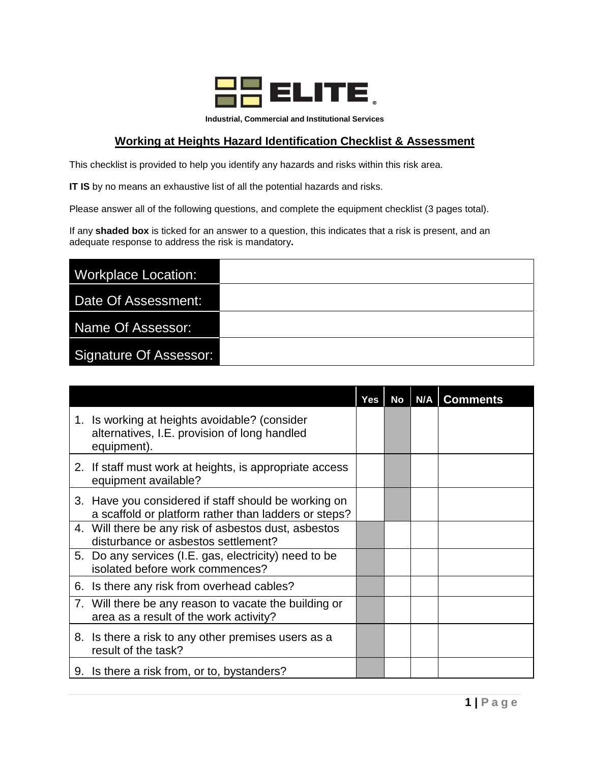**ELITE**

**Industrial, Commercial and Institutional Services**

## Working at Heights Hazard Identification Checklist & Assessment

This checklist is provided to help you identify any hazards and risks within this risk area.

**IT IS** by no means an exhaustive list of all the potential hazards and risks.

Please answer all of the following questions, and complete the equipment checklist (3 pages total).

If any **shaded box** is ticked for an answer to a question, this indicates that a risk is present, and an adequate response to address the risk is mandatory**.**

| | |
|---|---|
| Workplace Location: | |
| Date Of Assessment: | |
| Name Of Assessor: | |
| Signature Of Assessor: | |

| | Yes | No | N/A | Comments |
|---|---|---|---|---|
| 1. Is working at heights avoidable? (consider alternatives, I.E. provision of long handled equipment). | | | | |
| 2. If staff must work at heights, is appropriate access equipment available? | | | | |
| 3. Have you considered if staff should be working on a scaffold or platform rather than ladders or steps? | | | | |
| 4. Will there be any risk of asbestos dust, asbestos disturbance or asbestos settlement? | | | | |
| 5. Do any services (I.E. gas, electricity) need to be isolated before work commences? | | | | |
| 6. Is there any risk from overhead cables? | | | | |
| 7. Will there be any reason to vacate the building or area as a result of the work activity? | | | | |
| 8. Is there a risk to any other premises users as a result of the task? | | | | |
| 9. Is there a risk from, or to, bystanders? | | | | |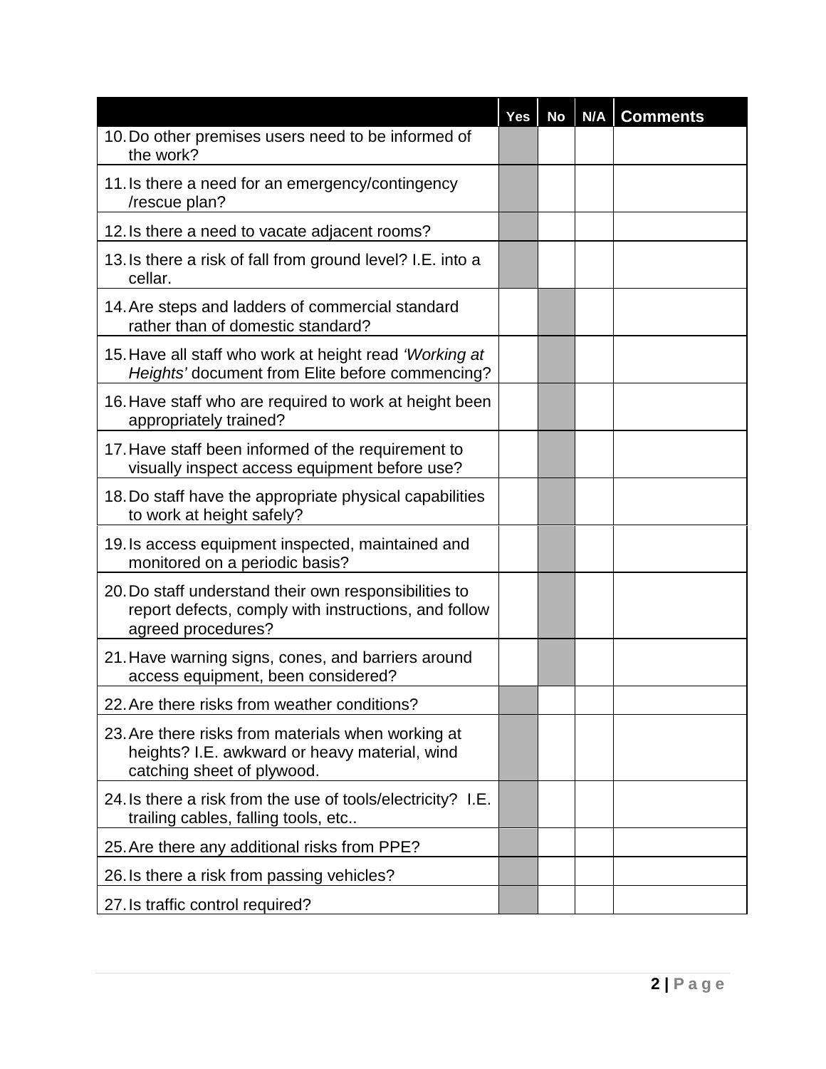| | Yes | No | N/A | Comments |
|---|---|---|---|---|
| 10. Do other premises users need to be informed of the work? | | | | |
| 11. Is there a need for an emergency/contingency /rescue plan? | | | | |
| 12. Is there a need to vacate adjacent rooms? | | | | |
| 13. Is there a risk of fall from ground level? I.E. into a cellar. | | | | |
| 14. Are steps and ladders of commercial standard rather than of domestic standard? | | | | |
| 15. Have all staff who work at height read *'Working at Heights'* document from Elite before commencing? | | | | |
| 16. Have staff who are required to work at height been appropriately trained? | | | | |
| 17. Have staff been informed of the requirement to visually inspect access equipment before use? | | | | |
| 18. Do staff have the appropriate physical capabilities to work at height safely? | | | | |
| 19. Is access equipment inspected, maintained and monitored on a periodic basis? | | | | |
| 20. Do staff understand their own responsibilities to report defects, comply with instructions, and follow agreed procedures? | | | | |
| 21. Have warning signs, cones, and barriers around access equipment, been considered? | | | | |
| 22. Are there risks from weather conditions? | | | | |
| 23. Are there risks from materials when working at heights? I.E. awkward or heavy material, wind catching sheet of plywood. | | | | |
| 24. Is there a risk from the use of tools/electricity? I.E. trailing cables, falling tools, etc.. | | | | |
| 25. Are there any additional risks from PPE? | | | | |
| 26. Is there a risk from passing vehicles? | | | | |
| 27. Is traffic control required? | | | | |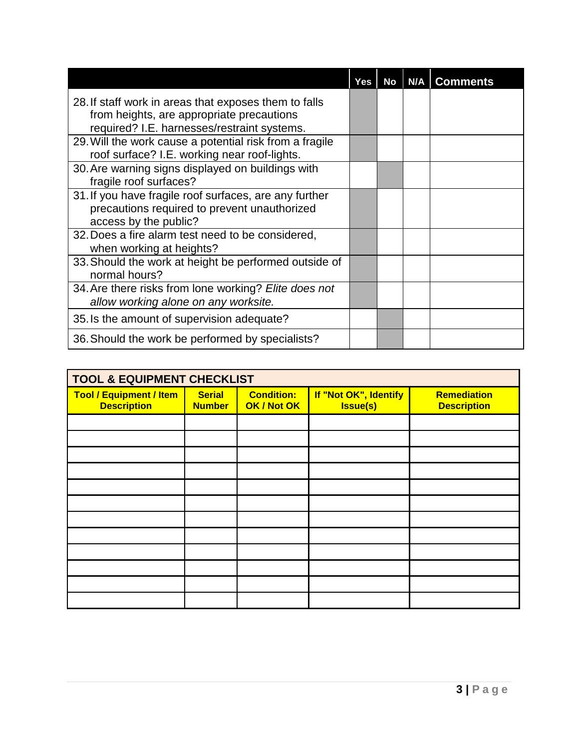| | Yes | No | N/A | Comments |
|---|---|---|---|---|
| 28. If staff work in areas that exposes them to falls from heights, are appropriate precautions required? I.E. harnesses/restraint systems. | | | | |
| 29. Will the work cause a potential risk from a fragile roof surface? I.E. working near roof-lights. | | | | |
| 30. Are warning signs displayed on buildings with fragile roof surfaces? | | | | |
| 31. If you have fragile roof surfaces, are any further precautions required to prevent unauthorized access by the public? | | | | |
| 32. Does a fire alarm test need to be considered, when working at heights? | | | | |
| 33. Should the work at height be performed outside of normal hours? | | | | |
| 34. Are there risks from lone working? *Elite does not allow working alone on any worksite.* | | | | |
| 35. Is the amount of supervision adequate? | | | | |
| 36. Should the work be performed by specialists? | | | | |

**TOOL & EQUIPMENT CHECKLIST**

| Tool / Equipment / Item Description | Serial Number | Condition: OK / Not OK | If "Not OK", Identify Issue(s) | Remediation Description |
|---|---|---|---|---|
| | | | | |
| | | | | |
| | | | | |
| | | | | |
| | | | | |
| | | | | |
| | | | | |
| | | | | |
| | | | | |
| | | | | |
| | | | | |
| | | | | |